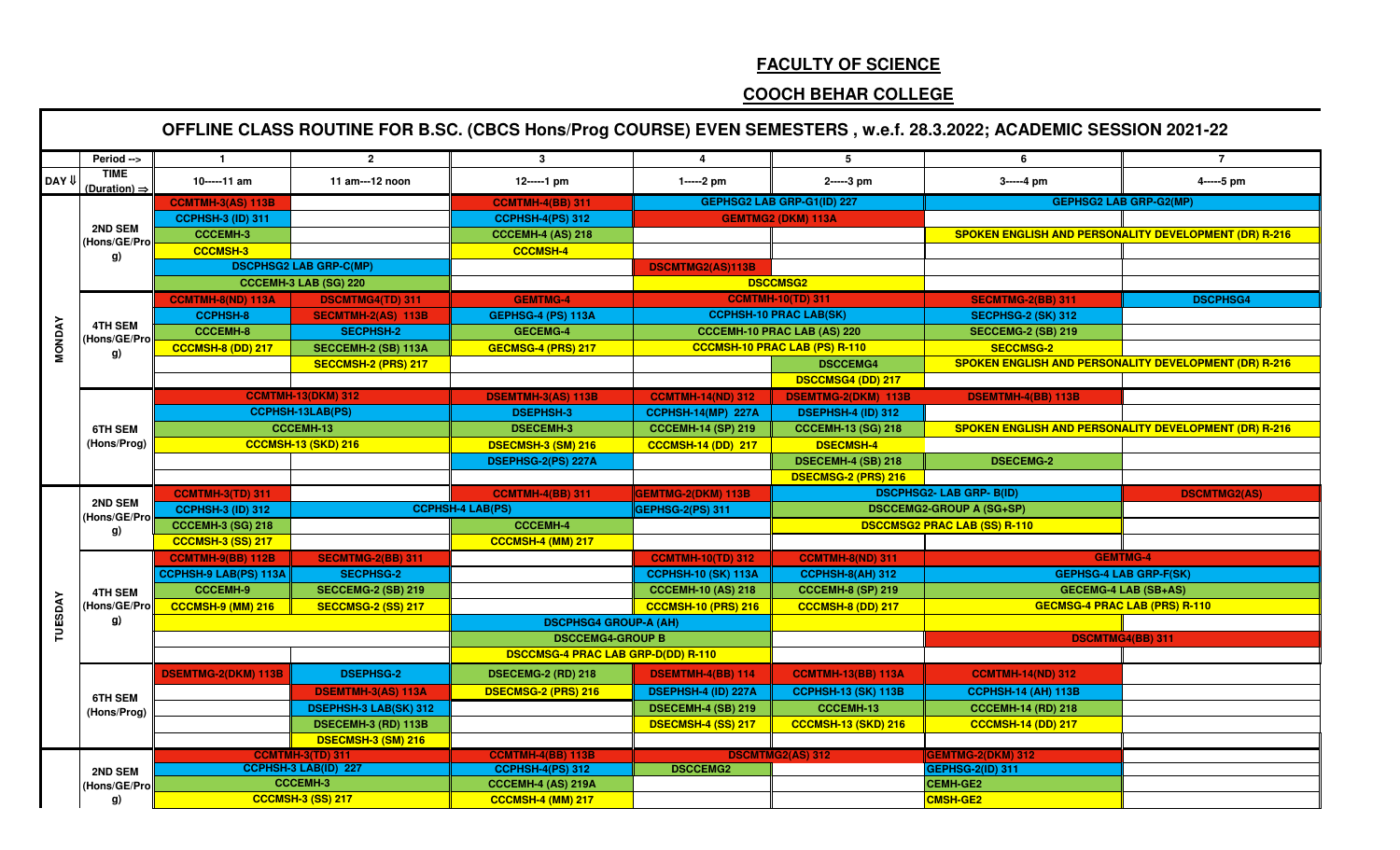## FACULTY OF SCIENCE

## COOCH BEHAR COLLEGE

### OFFLINE CLASS ROUTINE FOR B.SC. (CBCS Hons/Prog COURSE) EVEN SEMESTERS , w.e.f. 28.3.2022; ACADEMIC SESSION 2021-22

| DAY ⇓ | Period --> / TIME (Duration) ⇒ | 1<br>10-----11 am | 2<br>11 am---12 noon | 3<br>12-----1 pm | 4<br>1-----2 pm | 5<br>2-----3 pm | 6<br>3-----4 pm | 7<br>4-----5 pm |
|---|---|---|---|---|---|---|---|---|
| MONDAY | 2ND SEM (Hons/GE/Prog) | CCMTMH-3(AS) 113B | | CCMTMH-4(BB) 311 | GEPHSG2 LAB GRP-G1(ID) 227 | | GEPHSG2 LAB GRP-G2(MP) | |
| | | CCPHSH-3 (ID) 311 | | CCPHSH-4(PS) 312 | GEMTMG2 (DKM) 113A | | | |
| | | CCCEMH-3 | | CCCEMH-4 (AS) 218 | | | SPOKEN ENGLISH AND PERSONALITY DEVELOPMENT (DR) R-216 | |
| | | CCCMSH-3 | | CCCMSH-4 | | | | |
| | | DSCPHSG2 LAB GRP-C(MP) | | | DSCMTMG2(AS)113B | | | |
| | | CCCEMH-3 LAB (SG) 220 | | | DSCCMSG2 | | | |
| | 4TH SEM (Hons/GE/Prog) | CCMTMH-8(ND) 113A | DSCMTMG4(TD) 311 | GEMTMG-4 | CCMTMH-10(TD) 311 | | SECMTMG-2(BB) 311 | DSCPHSG4 |
| | | CCPHSH-8 | SECMTMH-2(AS) 113B | GEPHSG-4 (PS) 113A | CCPHSH-10 PRAC LAB(SK) | | SECPHSG-2 (SK) 312 | |
| | | CCCEMH-8 | SECPHSH-2 | GECEMG-4 | CCCEMH-10 PRAC LAB (AS) 220 | | SECCEMG-2 (SB) 219 | |
| | | CCCMSH-8 (DD) 217 | SECCEMH-2 (SB) 113A | GECMSG-4 (PRS) 217 | CCCMSH-10 PRAC LAB (PS) R-110 | | SECCMSG-2 | |
| | | | SECCMSH-2 (PRS) 217 | | | DSCCEMG4 | SPOKEN ENGLISH AND PERSONALITY DEVELOPMENT (DR) R-216 | |
| | | | | | | DSCCMSG4 (DD) 217 | | |
| | 6TH SEM (Hons/Prog) | CCMTMH-13(DKM) 312 | | DSEMTMH-3(AS) 113B | CCMTMH-14(ND) 312 | DSEMTMG-2(DKM) 113B | DSEMTMH-4(BB) 113B | |
| | | CCPHSH-13LAB(PS) | | DSEPHSH-3 | CCPHSH-14(MP) 227A | DSEPHSH-4 (ID) 312 | | |
| | | CCCEMH-13 | | DSECEMH-3 | CCCEMH-14 (SP) 219 | CCCEMH-13 (SG) 218 | SPOKEN ENGLISH AND PERSONALITY DEVELOPMENT (DR) R-216 | |
| | | CCCMSH-13 (SKD) 216 | | DSECMSH-3 (SM) 216 | CCCMSH-14 (DD) 217 | DSECMSH-4 | | |
| | | | | DSEPHSG-2(PS) 227A | | DSECEMH-4 (SB) 218 | DSECEMG-2 | |
| | | | | | | DSECMSG-2 (PRS) 216 | | |
| TUESDAY | 2ND SEM (Hons/GE/Prog) | CCMTMH-3(TD) 311 | | CCMTMH-4(BB) 311 | GEMTMG-2(DKM) 113B | DSCPHSG2- LAB GRP- B(ID) | | DSCMTMG2(AS) |
| | | CCPHSH-3 (ID) 312 | CCPHSH-4 LAB(PS) | | GEPHSG-2(PS) 311 | DSCCEMG2-GROUP A (SG+SP) | | |
| | | CCCEMH-3 (SG) 218 | | CCCEMH-4 | | DSCCMSG2 PRAC LAB (SS) R-110 | | |
| | | CCCMSH-3 (SS) 217 | | CCCMSH-4 (MM) 217 | | | | |
| | 4TH SEM (Hons/GE/Prog) | CCMTMH-9(BB) 112B | SECMTMG-2(BB) 311 | | CCMTMH-10(TD) 312 | CCMTMH-8(ND) 311 | GEMTMG-4 | |
| | | CCPHSH-9 LAB(PS) 113A | SECPHSG-2 | | CCPHSH-10 (SK) 113A | CCPHSH-8(AH) 312 | GEPHSG-4 LAB GRP-F(SK) | |
| | | CCCEMH-9 | SECCEMG-2 (SB) 219 | | CCCEMH-10 (AS) 218 | CCCEMH-8 (SP) 219 | GECEMG-4 LAB (SB+AS) | |
| | | CCCMSH-9 (MM) 216 | SECCMSG-2 (SS) 217 | | CCCMSH-10 (PRS) 216 | CCCMSH-8 (DD) 217 | GECMSG-4 PRAC LAB (PRS) R-110 | |
| | | | | DSCPHSG4 GROUP-A (AH) | | | | |
| | | | | DSCCEMG4-GROUP B | | | DSCMTMG4(BB) 311 | |
| | | | | DSCCMSG-4 PRAC LAB GRP-D(DD) R-110 | | | | |
| | 6TH SEM (Hons/Prog) | DSEMTMG-2(DKM) 113B | DSEPHSG-2 | DSECEMG-2 (RD) 218 | DSEMTMH-4(BB) 114 | CCMTMH-13(BB) 113A | CCMTMH-14(ND) 312 | |
| | | | DSEMTMH-3(AS) 113A | DSECMSG-2 (PRS) 216 | DSEPHSH-4 (ID) 227A | CCPHSH-13 (SK) 113B | CCPHSH-14 (AH) 113B | |
| | | | DSEPHSH-3 LAB(SK) 312 | | DSECEMH-4 (SB) 219 | CCCEMH-13 | CCCEMH-14 (RD) 218 | |
| | | | DSECEMH-3 (RD) 113B | | DSECMSH-4 (SS) 217 | CCCMSH-13 (SKD) 216 | CCCMSH-14 (DD) 217 | |
| | | | DSECMSH-3 (SM) 216 | | | | | |
| | 2ND SEM (Hons/GE/Prog) | CCMTMH-3(TD) 311 | | CCMTMH-4(BB) 113B | DSCMTMG2(AS) 312 | | GEMTMG-2(DKM) 312 | |
| | | CCPHSH-3 LAB(ID) 227 | | CCPHSH-4(PS) 312 | DSCCEMG2 | | GEPHSG-2(ID) 311 | |
| | | CCCEMH-3 | | CCCEMH-4 (AS) 219A | | | CEMH-GE2 | |
| | | CCCMSH-3 (SS) 217 | | CCCMSH-4 (MM) 217 | | | CMSH-GE2 | |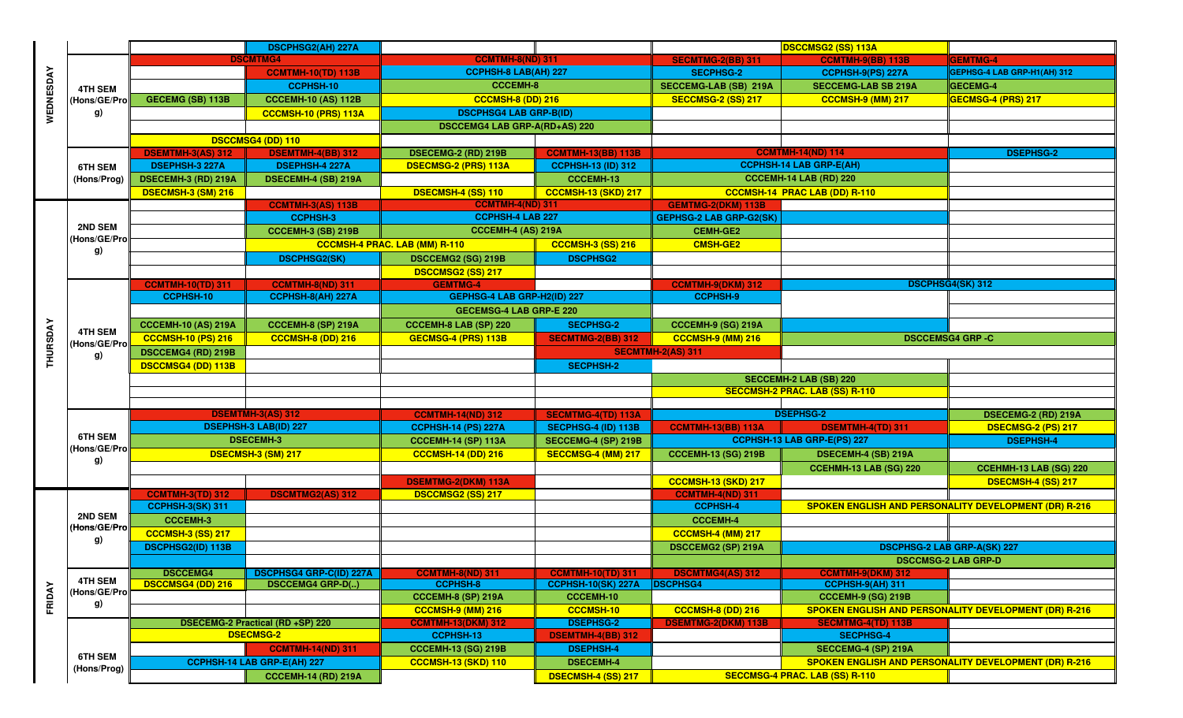| Day | Semester | | | | | | | |
|---|---|---|---|---|---|---|---|---|
| | | | DSCPHSG2(AH) 227A | | | | DSCCMSG2 (SS) 113A | |
| WEDNESDAY | 4TH SEM (Hons/GE/Prog) | DSCMTMG4 | | CCMTMH-8(ND) 311 | | SECMTMG-2(BB) 311 | CCMTMH-9(BB) 113B | GEMTMG-4 |
| | | | CCMTMH-10(TD) 113B | CCPHSH-8 LAB(AH) 227 | | SECPHSG-2 | CCPHSH-9(PS) 227A | GEPHSG-4 LAB GRP-H1(AH) 312 |
| | | | CCPHSH-10 | CCCEMH-8 | | SECCEMG-LAB (SB) 219A | SECCEMG-LAB SB 219A | GECEMG-4 |
| | | GECEMG (SB) 113B | CCCEMH-10 (AS) 112B | CCCMSH-8 (DD) 216 | | SECCMSG-2 (SS) 217 | CCCMSH-9 (MM) 217 | GECMSG-4 (PRS) 217 |
| | | | CCCMSH-10 (PRS) 113A | DSCPHSG4 LAB GRP-B(ID) | | | | |
| | | | | DSCCEMG4 LAB GRP-A(RD+AS) 220 | | | | |
| | | DSCCMSG4 (DD) 110 | | | | | | |
| | 6TH SEM (Hons/Prog) | DSEMTMH-3(AS) 312 | DSEMTMH-4(BB) 312 | DSECEMG-2 (RD) 219B | CCMTMH-13(BB) 113B | CCMTMH-14(ND) 114 | | DSEPHSG-2 |
| | | DSEPHSH-3 227A | DSEPHSH-4 227A | DSECMSG-2 (PRS) 113A | CCPHSH-13 (ID) 312 | CCPHSH-14 LAB GRP-E(AH) | | |
| | | DSECEMH-3 (RD) 219A | DSECEMH-4 (SB) 219A | | CCCEMH-13 | CCCEMH-14 LAB (RD) 220 | | |
| | | DSECMSH-3 (SM) 216 | | DSECMSH-4 (SS) 110 | CCCMSH-13 (SKD) 217 | CCCMSH-14 PRAC LAB (DD) R-110 | | |
| THURSDAY | 2ND SEM (Hons/GE/Prog) | | CCMTMH-3(AS) 113B | CCMTMH-4(ND) 311 | | GEMTMG-2(DKM) 113B | | |
| | | | CCPHSH-3 | CCPHSH-4 LAB 227 | | GEPHSG-2 LAB GRP-G2(SK) | | |
| | | | CCCEMH-3 (SB) 219B | CCCEMH-4 (AS) 219A | | CEMH-GE2 | | |
| | | | CCCMSH-4 PRAC. LAB (MM) R-110 | | CCCMSH-3 (SS) 216 | CMSH-GE2 | | |
| | | | DSCPHSG2(SK) | DSCCEMG2 (SG) 219B | DSCPHSG2 | | | |
| | | | | DSCCMSG2 (SS) 217 | | | | |
| | 4TH SEM (Hons/GE/Prog) | CCMTMH-10(TD) 311 | CCMTMH-8(ND) 311 | GEMTMG-4 | | CCMTMH-9(DKM) 312 | DSCPHSG4(SK) 312 | |
| | | CCPHSH-10 | CCPHSH-8(AH) 227A | GEPHSG-4 LAB GRP-H2(ID) 227 | | CCPHSH-9 | | |
| | | | | GECEMSG-4 LAB GRP-E 220 | | | | |
| | | CCCEMH-10 (AS) 219A | CCCEMH-8 (SP) 219A | CCCEMH-8 LAB (SP) 220 | SECPHSG-2 | CCCEMH-9 (SG) 219A | | |
| | | CCCMSH-10 (PS) 216 | CCCMSH-8 (DD) 216 | GECMSG-4 (PRS) 113B | SECMTMG-2(BB) 312 | CCCMSH-9 (MM) 216 | DSCCEMSG4 GRP -C | |
| | | DSCCEMG4 (RD) 219B | | | SECMTMH-2(AS) 311 | | | |
| | | DSCCMSG4 (DD) 113B | | | SECPHSH-2 | | | |
| | | | | | | SECCEMH-2 LAB (SB) 220 | | |
| | | | | | | SECCMSH-2 PRAC. LAB (SS) R-110 | | |
| | | | | | | | | |
| | 6TH SEM (Hons/GE/Prog) | DSEMTMH-3(AS) 312 | | CCMTMH-14(ND) 312 | SECMTMG-4(TD) 113A | DSEPHSG-2 | | DSECEMG-2 (RD) 219A |
| | | DSEPHSH-3 LAB(ID) 227 | | CCPHSH-14 (PS) 227A | SECPHSG-4 (ID) 113B | CCMTMH-13(BB) 113A | DSEMTMH-4(TD) 311 | DSECMSG-2 (PS) 217 |
| | | DSECEMH-3 | | CCCEMH-14 (SP) 113A | SECCEMG-4 (SP) 219B | CCPHSH-13 LAB GRP-E(PS) 227 | | DSEPHSH-4 |
| | | DSECMSH-3 (SM) 217 | | CCCMSH-14 (DD) 216 | SECCMSG-4 (MM) 217 | CCCEMH-13 (SG) 219B | DSECEMH-4 (SB) 219A | |
| | | | | | | | CCEHMH-13 LAB (SG) 220 | CCEHMH-13 LAB (SG) 220 |
| | | | | DSEMTMG-2(DKM) 113A | | CCCMSH-13 (SKD) 217 | | DSECMSH-4 (SS) 217 |
| FRIDAY | 2ND SEM (Hons/GE/Prog) | CCMTMH-3(TD) 312 | DSCMTMG2(AS) 312 | DSCCMSG2 (SS) 217 | | CCMTMH-4(ND) 311 | | |
| | | CCPHSH-3(SK) 311 | | | | CCPHSH-4 | SPOKEN ENGLISH AND PERSONALITY DEVELOPMENT (DR) R-216 | |
| | | CCCEMH-3 | | | | CCCEMH-4 | | |
| | | CCCMSH-3 (SS) 217 | | | | CCCMSH-4 (MM) 217 | | |
| | | DSCPHSG2(ID) 113B | | | | DSCCEMG2 (SP) 219A | DSCPHSG-2 LAB GRP-A(SK) 227 | |
| | | | | | | | DSCCMSG-2 LAB GRP-D | |
| | 4TH SEM (Hons/GE/Prog) | DSCCEMG4 | DSCPHSG4 GRP-C(ID) 227A | CCMTMH-8(ND) 311 | CCMTMH-10(TD) 311 | DSCMTMG4(AS) 312 | CCMTMH-9(DKM) 312 | |
| | | DSCCMSG4 (DD) 216 | DSCCEMG4 GRP-D(..) | CCPHSH-8 | CCPHSH-10(SK) 227A | DSCPHSG4 | CCPHSH-9(AH) 311 | |
| | | | | CCCEMH-8 (SP) 219A | CCCEMH-10 | | CCCEMH-9 (SG) 219B | |
| | | | | CCCMSH-9 (MM) 216 | CCCMSH-10 | CCCMSH-8 (DD) 216 | SPOKEN ENGLISH AND PERSONALITY DEVELOPMENT (DR) R-216 | |
| | 6TH SEM (Hons/Prog) | DSECEMG-2 Practical (RD +SP) 220 | | CCMTMH-13(DKM) 312 | DSEPHSG-2 | DSEMTMG-2(DKM) 113B | SECMTMG-4(TD) 113B | |
| | | DSECMSG-2 | | CCPHSH-13 | DSEMTMH-4(BB) 312 | | SECPHSG-4 | |
| | | | CCMTMH-14(ND) 311 | CCCEMH-13 (SG) 219B | DSEPHSH-4 | | SECCEMG-4 (SP) 219A | |
| | | CCPHSH-14 LAB GRP-E(AH) 227 | | CCCMSH-13 (SKD) 110 | DSECEMH-4 | | SPOKEN ENGLISH AND PERSONALITY DEVELOPMENT (DR) R-216 | |
| | | | CCCEMH-14 (RD) 219A | | DSECMSH-4 (SS) 217 | SECCMSG-4 PRAC. LAB (SS) R-110 | | |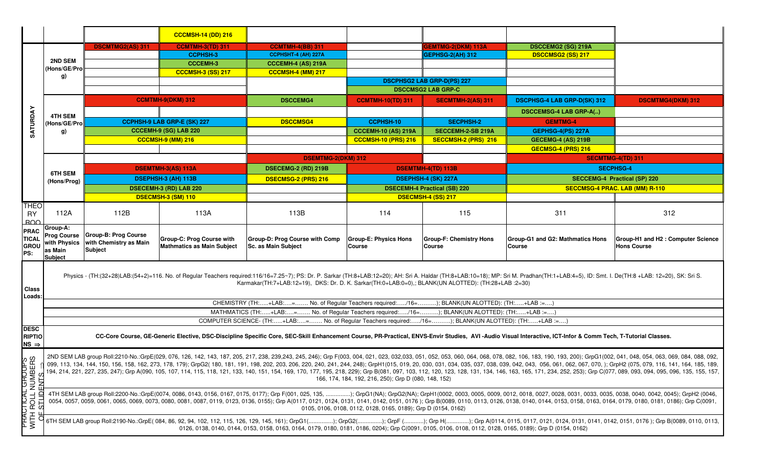| | | | | | | | | |
|---|---|---|---|---|---|---|---|---|
| | | | CCCMSH-14 (DD) 216 | | | | | |
| SATURDAY | 2ND SEM (Hons/GE/Prog) | DSCMTMG2(AS) 311 | CCMTMH-3(TD) 311 | CCMTMH-4(BB) 311 | | GEMTMG-2(DKM) 113A | DSCCEMG2 (SG) 219A | |
| | | | CCPHSH-3 | CCPHSHT-4 (AH) 227A | | GEPHSG-2(AH) 312 | DSCCMSG2 (SS) 217 | |
| | | | CCCEMH-3 | CCCEMH-4 (AS) 219A | | | | |
| | | | CCCMSH-3 (SS) 217 | CCCMSH-4 (MM) 217 | | | | |
| | | | | | DSCPHSG2 LAB GRP-D(PS) 227 | | | |
| | | | | | DSCCMSG2 LAB GRP-C | | | |
| | 4TH SEM (Hons/GE/Prog) | CCMTMH-9(DKM) 312 | | DSCCEMG4 | CCMTMH-10(TD) 311 | SECMTMH-2(AS) 311 | DSCPHSG-4 LAB GRP-D(SK) 312 | DSCMTMG4(DKM) 312 |
| | | | | | | | DSCCEMSG-4 LAB GRP-A(..) | |
| | | CCPHSH-9 LAB GRP-E (SK) 227 | | DSCCMSG4 | CCPHSH-10 | SECPHSH-2 | GEMTMG-4 | |
| | | CCCEMH-9 (SG) LAB 220 | | | CCCEMH-10 (AS) 219A | SECCEMH-2-SB 219A | GEPHSG-4(PS) 227A | |
| | | CCCMSH-9 (MM) 216 | | | CCCMSH-10 (PRS) 216 | SECCMSH-2 (PRS) 216 | GECEMG-4 (AS) 219B | |
| | | | | | | | GECMSG-4 (PRS) 216 | |
| | 6TH SEM (Hons/Prog) | | | DSEMTMG-2(DKM) 312 | | | SECMTMG-4(TD) 311 | |
| | | DSEMTMH-3(AS) 113A | | DSECEMG-2 (RD) 219B | DSEMTMH-4(TD) 113B | | SECPHSG-4 | |
| | | DSEPHSH-3 (AH) 113B | | DSECMSG-2 (PRS) 216 | DSEPHSH-4 (SK) 227A | | SECCEMG-4 Practical (SP) 220 | |
| | | DSECEMH-3 (RD) LAB 220 | | | DSECEMH-4 Practical (SB) 220 | | SECCMSG-4 PRAC. LAB (MM) R-110 | |
| | | DSECMSH-3 (SM) 110 | | | DSECMSH-4 (SS) 217 | | | |
| THEORY ROOM | 112A | 112B | 113A | 113B | 114 | 115 | 311 | 312 |
| PRACTICAL GROUPS: | Group-A: Prog Course with Physics as Main Subject | Group-B: Prog Course with Chemistry as Main Subject | Group-C: Prog Course with Mathmatics as Main Subject | Group-D: Prog Course with Comp Sc. as Main Subject | Group-E: Physics Hons Course | Group-F: Chemistry Hons Course | Group-G1 and G2: Mathmatics Hons Course | Group-H1 and H2 : Computer Science Hons Course |

**Class Loads:**

Physics - (TH:(32+28)LAB:(54+2)=116. No. of Regular Teachers required:116/16=7.25~7); PS: Dr. P. Sarkar (TH:8+LAB:12=20); AH: Sri A. Haldar (TH:8+LAB:10=18); MP: Sri M. Pradhan(TH:1+LAB:4=5), ID: Smt. I. De(TH:8 +LAB: 12=20), SK: Sri S. Karmakar(TH:7+LAB:12=19), DKS: Dr. D. K. Sarkar(TH:0+LAB:0=0),; BLANK(UN ALOTTED): (TH:28+LAB :2=30)

CHEMISTRY (TH:.....+LAB:....=....... No. of Regular Teachers required:...../16=..........); BLANK(UN ALOTTED): (TH:.....+LAB :=....)

MATHMATICS (TH:.....+LAB:....=....... No. of Regular Teachers required:...../16=..........); BLANK(UN ALOTTED): (TH:.....+LAB :=....)

COMPUTER SCIENCE- (TH:.....+LAB:....=....... No. of Regular Teachers required:...../16=..........); BLANK(UN ALOTTED): (TH:.....+LAB :=....)

**DESCRIPTIONS ⇒** CC-Core Course, GE-Generic Elective, DSC-Discipline Specific Core, SEC-Skill Enhancement Course, PR-Practical, ENVS-Envir Studies, AVI -Audio Visual Interactive, ICT-Infor & Comm Tech, T-Tutorial Classes.

**PRACTICAL GROUPS WITH ROLL NUMBERS OF STUDENTS ⇒**

2ND SEM LAB group Roll:2210-No.:GrpE(029, 076, 126, 142, 143, 187, 205, 217, 238, 239,243, 245, 246); Grp F(003, 004, 021, 023, 032,033, 051, 052, 053, 060, 064, 068, 078, 082, 106, 183, 190, 193, 200); GrpG1(002, 041, 048, 054, 063, 069, 084, 088, 092, 099, 113, 134, 144, 150, 156, 158, 162, 273, 178, 179); GrpG2( 180, 181, 191, 198, 202, 203, 206, 220, 240, 241, 244, 248); GrpH1(015, 019, 20, 030, 031, 034, 035, 037, 038, 039, 042, 043, 056, 061, 062, 067, 070, ); GrpH2 (075, 079, 116, 141, 164, 185, 189, 194, 214, 221, 227, 235, 247); Grp A(090, 105, 107, 114, 115, 118, 121, 133, 140, 151, 154, 169, 170, 177, 195, 218, 229); Grp B(081, 097, 103, 112, 120, 123, 128, 131, 134, 146, 163, 165, 171, 234, 252, 253); Grp C(077, 089, 093, 094, 095, 096, 135, 155, 157, 166, 174, 184, 192, 216, 250); Grp D (080, 148, 152)

4TH SEM LAB group Roll:2200-No.:GrpE(0074, 0086, 0143, 0156, 0167, 0175, 0177); Grp F(001, 025, 135, ...............); GrpG1(NA); GrpG2(NA); GrpH1(0002, 0003, 0005, 0009, 0012, 0018, 0027, 0028, 0031, 0033, 0035, 0038, 0040, 0042, 0045); GrpH2 (0046, 0054, 0057, 0059, 0061, 0065, 0069, 0073, 0080, 0081, 0087, 0119, 0123, 0136, 0155); Grp A(0117, 0121, 0124, 0131, 0141, 0142, 0151, 0176 ); Grp B(0089, 0110, 0113, 0126, 0138, 0140, 0144, 0153, 0158, 0163, 0164, 0179, 0180, 0181, 0186); Grp C(0091, 0105, 0106, 0108, 0112, 0128, 0165, 0189); Grp D (0154, 0162)

6TH SEM LAB group Roll:2190-No.:GrpE( 084, 86, 92, 94, 102, 112, 115, 126, 129, 145, 161); GrpG1(...............); GrpG2(...............); GrpF (............); Grp H(..............); Grp A(0114, 0115, 0117, 0121, 0124, 0131, 0141, 0142, 0151, 0176 ); Grp B(0089, 0110, 0113, 0126, 0138, 0140, 0144, 0153, 0158, 0163, 0164, 0179, 0180, 0181, 0186, 0204); Grp C(0091, 0105, 0106, 0108, 0112, 0128, 0165, 0189); Grp D (0154, 0162)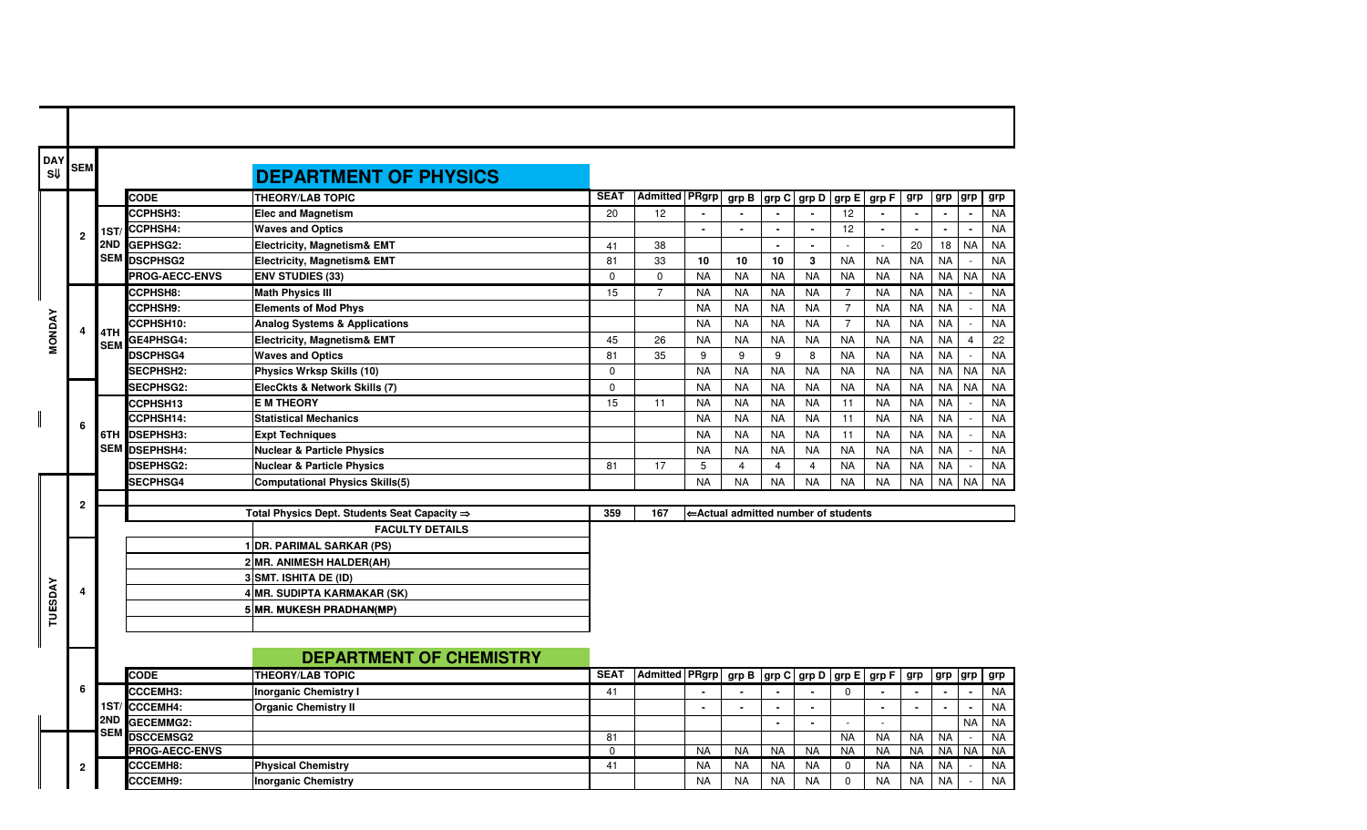## DEPARTMENT OF PHYSICS

| DAY | SEM | | CODE | THEORY/LAB TOPIC | SEAT | Admitted | PRgrp | grp B | grp C | grp D | grp E | grp F | grp | grp | grp | grp |
|---|---|---|---|---|---|---|---|---|---|---|---|---|---|---|---|---|
| MONDAY | 2 | 1ST/2ND SEM | CCPHSH3: | Elec and Magnetism | 20 | 12 | - | - | - | - | 12 | - | - | - | - | NA |
| | | | CCPHSH4: | Waves and Optics | | | - | - | - | - | 12 | - | - | - | - | NA |
| | | | GEPHSG2: | Electricity, Magnetism& EMT | 41 | 38 | | | - | - | - | - | 20 | 18 | NA | NA |
| | | | DSCPHSG2 | Electricity, Magnetism& EMT | 81 | 33 | 10 | 10 | 10 | 3 | NA | NA | NA | NA | - | NA |
| | | | PROG-AECC-ENVS | ENV STUDIES (33) | 0 | 0 | NA | NA | NA | NA | NA | NA | NA | NA | NA | NA |
| | 4 | 4TH SEM | CCPHSH8: | Math Physics III | 15 | 7 | NA | NA | NA | NA | 7 | NA | NA | NA | - | NA |
| | | | CCPHSH9: | Elements of Mod Phys | | | NA | NA | NA | NA | 7 | NA | NA | NA | - | NA |
| | | | CCPHSH10: | Analog Systems & Applications | | | NA | NA | NA | NA | 7 | NA | NA | NA | - | NA |
| | | | GE4PHSG4: | Electricity, Magnetism& EMT | 45 | 26 | NA | NA | NA | NA | NA | NA | NA | NA | 4 | 22 |
| | | | DSCPHSG4 | Waves and Optics | 81 | 35 | 9 | 9 | 9 | 8 | NA | NA | NA | NA | - | NA |
| | | | SECPHSH2: | Physics Wrksp Skills (10) | 0 | | NA | NA | NA | NA | NA | NA | NA | NA | NA | NA |
| | | | SECPHSG2: | ElecCkts & Network Skills (7) | 0 | | NA | NA | NA | NA | NA | NA | NA | NA | NA | NA |
| | 6 | 6TH SEM | CCPHSH13 | E M THEORY | 15 | 11 | NA | NA | NA | NA | 11 | NA | NA | NA | - | NA |
| | | | CCPHSH14: | Statistical Mechanics | | | NA | NA | NA | NA | 11 | NA | NA | NA | - | NA |
| | | | DSEPHSH3: | Expt Techniques | | | NA | NA | NA | NA | 11 | NA | NA | NA | - | NA |
| | | | DSEPHSH4: | Nuclear & Particle Physics | | | NA | NA | NA | NA | NA | NA | NA | NA | - | NA |
| | | | DSEPHSG2: | Nuclear & Particle Physics | 81 | 17 | 5 | 4 | 4 | 4 | NA | NA | NA | NA | - | NA |
| | | | SECPHSG4 | Computational Physics Skills(5) | | | NA | NA | NA | NA | NA | NA | NA | NA | NA | NA |
| TUESDAY | 2 | | | Total Physics Dept. Students Seat Capacity ⇒ | 359 | 167 | ⇐Actual admitted number of students | | | | | | | | | |

**FACULTY DETAILS**

1. DR. PARIMAL SARKAR (PS)
2. MR. ANIMESH HALDER(AH)
3. SMT. ISHITA DE (ID)
4. MR. SUDIPTA KARMAKAR (SK)
5. MR. MUKESH PRADHAN(MP)

## DEPARTMENT OF CHEMISTRY

| DAY | SEM | | CODE | THEORY/LAB TOPIC | SEAT | Admitted | PRgrp | grp B | grp C | grp D | grp E | grp F | grp | grp | grp | grp |
|---|---|---|---|---|---|---|---|---|---|---|---|---|---|---|---|---|
| TUESDAY | 6 | 1ST/2ND SEM | CCCEMH3: | Inorganic Chemistry I | 41 | | - | - | - | - | 0 | - | - | - | - | NA |
| | | | CCCEMH4: | Organic Chemistry II | | | - | - | - | - | | - | - | - | - | NA |
| | | | GECEMMG2: | | | | | | - | - | - | - | | | NA | NA |
| | | | DSCCEMSG2 | | 81 | | | | | | NA | NA | NA | NA | - | NA |
| | | | PROG-AECC-ENVS | | 0 | | NA | NA | NA | NA | NA | NA | NA | NA | NA | NA |
| | 2 | | CCCEMH8: | Physical Chemistry | 41 | | NA | NA | NA | NA | 0 | NA | NA | NA | - | NA |
| | | | CCCEMH9: | Inorganic Chemistry | | | NA | NA | NA | NA | 0 | NA | NA | NA | - | NA |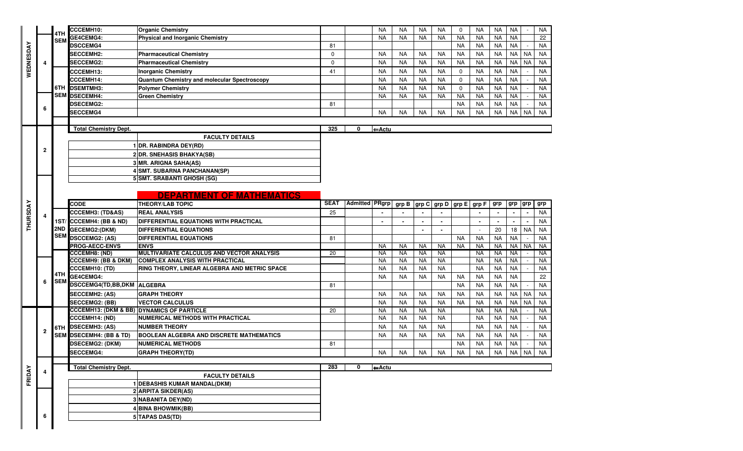| | | | CCCEMH10: | Organic Chemistry | | | NA | NA | NA | NA | 0 | NA | NA | NA | - | NA |
|---|---|---|---|---|---|---|---|---|---|---|---|---|---|---|---|---|
| WEDNESDAY | 4 | 4TH SEM | GE4CEMG4: | Physical and Inorganic Chemistry | | | NA | NA | NA | NA | NA | NA | NA | NA | | 22 |
| | | | DSCCEMG4 | | 81 | | | | | | NA | NA | NA | NA | - | NA |
| | | | SECCEMH2: | Pharmaceutical Chemistry | 0 | | NA | NA | NA | NA | NA | NA | NA | NA | NA | NA |
| | | | SECCEMG2: | Pharmaceutical Chemistry | 0 | | NA | NA | NA | NA | NA | NA | NA | NA | NA | NA |
| | | 6TH SEM | CCCEMH13: | Inorganic Chemistry | 41 | | NA | NA | NA | NA | 0 | NA | NA | NA | - | NA |
| | | | CCCEMH14: | Quantum Chemistry and molecular Spectroscopy | | | NA | NA | NA | NA | 0 | NA | NA | NA | - | NA |
| | | | DSEMTMH3: | Polymer Chemistry | | | NA | NA | NA | NA | 0 | NA | NA | NA | - | NA |
| | 6 | | DSECEMH4: | Green Chemistry | | | NA | NA | NA | NA | NA | NA | NA | NA | - | NA |
| | | | DSECEMG2: | | 81 | | | | | | NA | NA | NA | NA | - | NA |
| | | | SECCEMG4 | | | | NA | NA | NA | NA | NA | NA | NA | NA | NA | NA |
| | | | Total Chemistry Dept. | | 325 | 0 | ⇐Actu | | | | | | | | | |

**FACULTY DETAILS**

1. DR. RABINDRA DEY(RD)
2. DR. SNEHASIS BHAKYA(SB)
3. MR. ARIGNA SAHA(AS)
4. SMT. SUBARNA PANCHANAN(SP)
5. SMT. SRABANTI GHOSH (SG)

## DEPARTMENT OF MATHEMATICS

| | | | CODE | THEORY/LAB TOPIC | SEAT | Admitted | PRgrp | grp B | grp C | grp D | grp E | grp F | grp | grp | grp | grp |
|---|---|---|---|---|---|---|---|---|---|---|---|---|---|---|---|---|
| THURSDAY | 4 | 1ST/2ND SEM | CCCEMH3: (TD&AS) | REAL ANALYSIS | 25 | | - | - | - | - | | - | - | - | - | NA |
| | | | CCCEMH4: (BB & ND) | DIFFERENTIAL EQUATIONS WITH PRACTICAL | | | - | - | - | - | | - | - | - | - | NA |
| | | | GECEMG2:(DKM) | DIFFERENTIAL EQUATIONS | | | | | - | - | | - | 20 | 18 | NA | NA |
| | | | DSCCEMG2: (AS) | DIFFERENTIAL EQUATIONS | 81 | | | | | | NA | NA | NA | NA | - | NA |
| | | | PROG-AECC-ENVS | ENVS | | | NA | NA | NA | NA | NA | NA | NA | NA | NA | NA |
| | 6 | 4TH SEM | CCCEMH8: (ND) | MULTIVARIATE CALCULUS AND VECTOR ANALYSIS | 20 | | NA | NA | NA | NA | | NA | NA | NA | - | NA |
| | | | CCCEMH9: (BB & DKM) | COMPLEX ANALYSIS WITH PRACTICAL | | | NA | NA | NA | NA | | NA | NA | NA | - | NA |
| | | | CCCEMH10: (TD) | RING THEORY, LINEAR ALGEBRA AND METRIC SPACE | | | NA | NA | NA | NA | | NA | NA | NA | - | NA |
| | | | GE4CEMG4: | | | | NA | NA | NA | NA | NA | NA | NA | NA | | 22 |
| | | | DSCCEMG4(TD,BB,DKM | ALGEBRA | 81 | | | | | | NA | NA | NA | NA | - | NA |
| | | | SECCEMH2: (AS) | GRAPH THEORY | | | NA | NA | NA | NA | NA | NA | NA | NA | NA | NA |
| | | | SECCEMG2: (BB) | VECTOR CALCULUS | | | NA | NA | NA | NA | NA | NA | NA | NA | NA | NA |
| | 2 | 6TH SEM | CCCEMH13: (DKM & BB) | DYNAMICS OF PARTICLE | 20 | | NA | NA | NA | NA | | NA | NA | NA | - | NA |
| | | | CCCEMH14: (ND) | NUMERICAL METHODS WITH PRACTICAL | | | NA | NA | NA | NA | | NA | NA | NA | - | NA |
| | | | DSCEMH3: (AS) | NUMBER THEORY | | | NA | NA | NA | NA | | NA | NA | NA | - | NA |
| | | | DSECEMH4: (BB & TD) | BOOLEAN ALGEBRA AND DISCRETE MATHEMATICS | | | NA | NA | NA | NA | NA | NA | NA | NA | - | NA |
| | | | DSECEMG2: (DKM) | NUMERICAL METHODS | 81 | | | | | | NA | NA | NA | NA | - | NA |
| | | | SECCEMG4: | GRAPH THEORY(TD) | | | NA | NA | NA | NA | NA | NA | NA | NA | NA | NA |
| FRIDAY | 4 | | Total Chemistry Dept. | | 283 | 0 | ⇐Actu | | | | | | | | | |

**FACULTY DETAILS**

1. DEBASHIS KUMAR MANDAL(DKM)
2. ARPITA SIKDER(AS)
3. NABANITA DEY(ND)
4. BINA BHOWMIK(BB)
5. TAPAS DAS(TD)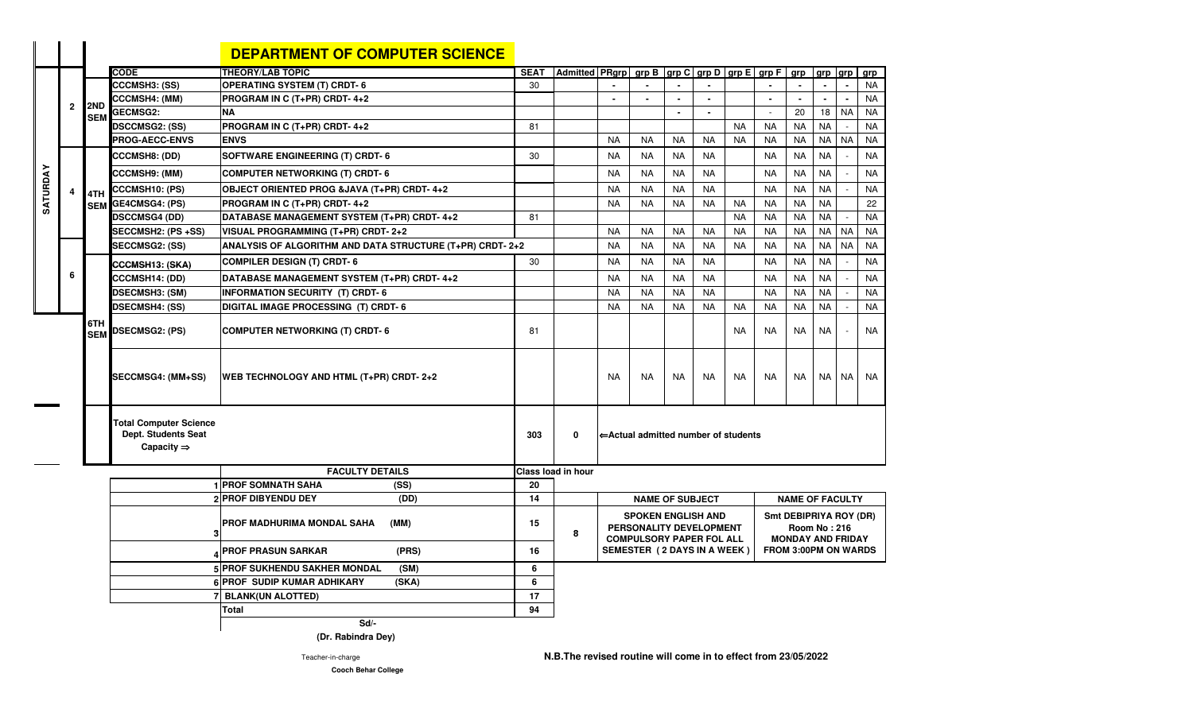# DEPARTMENT OF COMPUTER SCIENCE

| | | | CODE | THEORY/LAB TOPIC | SEAT | Admitted | PRgrp | grp B | grp C | grp D | grp E | grp F | grp | grp | grp | grp |
|---|---|---|---|---|---|---|---|---|---|---|---|---|---|---|---|---|
| SATURDAY | 2 | 2ND SEM | CCCMSH3: (SS) | OPERATING SYSTEM (T) CRDT- 6 | 30 | | - | - | - | - | | - | - | - | - | NA |
| | | | CCCMSH4: (MM) | PROGRAM IN C (T+PR) CRDT- 4+2 | | | - | - | - | - | | - | - | - | - | NA |
| | | | GECMSG2: | NA | | | | | - | - | | - | 20 | 18 | NA | NA |
| | | | DSCCMSG2: (SS) | PROGRAM IN C (T+PR) CRDT- 4+2 | 81 | | | | | | NA | NA | NA | NA | - | NA |
| | | | PROG-AECC-ENVS | ENVS | | | NA | NA | NA | NA | NA | NA | NA | NA | NA | NA |
| | 4 | 4TH SEM | CCCMSH8: (DD) | SOFTWARE ENGINEERING (T) CRDT- 6 | 30 | | NA | NA | NA | NA | | NA | NA | NA | - | NA |
| | | | CCCMSH9: (MM) | COMPUTER NETWORKING (T) CRDT- 6 | | | NA | NA | NA | NA | | NA | NA | NA | - | NA |
| | | | CCCMSH10: (PS) | OBJECT ORIENTED PROG &JAVA (T+PR) CRDT- 4+2 | | | NA | NA | NA | NA | | NA | NA | NA | - | NA |
| | | | GE4CMSG4: (PS) | PROGRAM IN C (T+PR) CRDT- 4+2 | | | NA | NA | NA | NA | NA | NA | NA | NA | | 22 |
| | | | DSCCMSG4 (DD) | DATABASE MANAGEMENT SYSTEM (T+PR) CRDT- 4+2 | 81 | | | | | | NA | NA | NA | NA | - | NA |
| | | | SECCMSH2: (PS +SS) | VISUAL PROGRAMMING (T+PR) CRDT- 2+2 | | | NA | NA | NA | NA | NA | NA | NA | NA | NA | NA |
| | | | SECCMSG2: (SS) | ANALYSIS OF ALGORITHM AND DATA STRUCTURE (T+PR) CRDT- 2+2 | | | NA | NA | NA | NA | NA | NA | NA | NA | NA | NA |
| | 6 | 6TH SEM | CCCMSH13: (SKA) | COMPILER DESIGN (T) CRDT- 6 | 30 | | NA | NA | NA | NA | | NA | NA | NA | - | NA |
| | | | CCCMSH14: (DD) | DATABASE MANAGEMENT SYSTEM (T+PR) CRDT- 4+2 | | | NA | NA | NA | NA | | NA | NA | NA | - | NA |
| | | | DSECMSH3: (SM) | INFORMATION SECURITY (T) CRDT- 6 | | | NA | NA | NA | NA | | NA | NA | NA | - | NA |
| | | | DSECMSH4: (SS) | DIGITAL IMAGE PROCESSING (T) CRDT- 6 | | | NA | NA | NA | NA | NA | NA | NA | NA | - | NA |
| | | | DSECMSG2: (PS) | COMPUTER NETWORKING (T) CRDT- 6 | 81 | | | | | | NA | NA | NA | NA | - | NA |
| | | | SECCMSG4: (MM+SS) | WEB TECHNOLOGY AND HTML (T+PR) CRDT- 2+2 | | | NA | NA | NA | NA | NA | NA | NA | NA | NA | NA |
| | | | Total Computer Science Dept. Students Seat Capacity ⇒ | | 303 | 0 | ⇐Actual admitted number of students | | | | | | | | | |

| | FACULTY DETAILS | | Class load in hour |
|---|---|---|---|
| 1 | PROF SOMNATH SAHA | (SS) | 20 |
| 2 | PROF DIBYENDU DEY | (DD) | 14 |
| 3 | PROF MADHURIMA MONDAL SAHA | (MM) | 15 |
| 4 | PROF PRASUN SARKAR | (PRS) | 16 |
| 5 | PROF SUKHENDU SAKHER MONDAL | (SM) | 6 |
| 6 | PROF SUDIP KUMAR ADHIKARY | (SKA) | 6 |
| 7 | BLANK(UN ALOTTED) | | 17 |
| | Total | | 94 |

| | NAME OF SUBJECT | NAME OF FACULTY |
|---|---|---|
| 8 | SPOKEN ENGLISH AND PERSONALITY DEVELOPMENT COMPULSORY PAPER FOL ALL SEMESTER ( 2 DAYS IN A WEEK ) | Smt DEBIPRIYA ROY (DR) Room No : 216 MONDAY AND FRIDAY FROM 3:00PM ON WARDS |

Sd/-

(Dr. Rabindra Dey)

Teacher-in-charge

Cooch Behar College

**N.B.The revised routine will come in to effect from 23/05/2022**